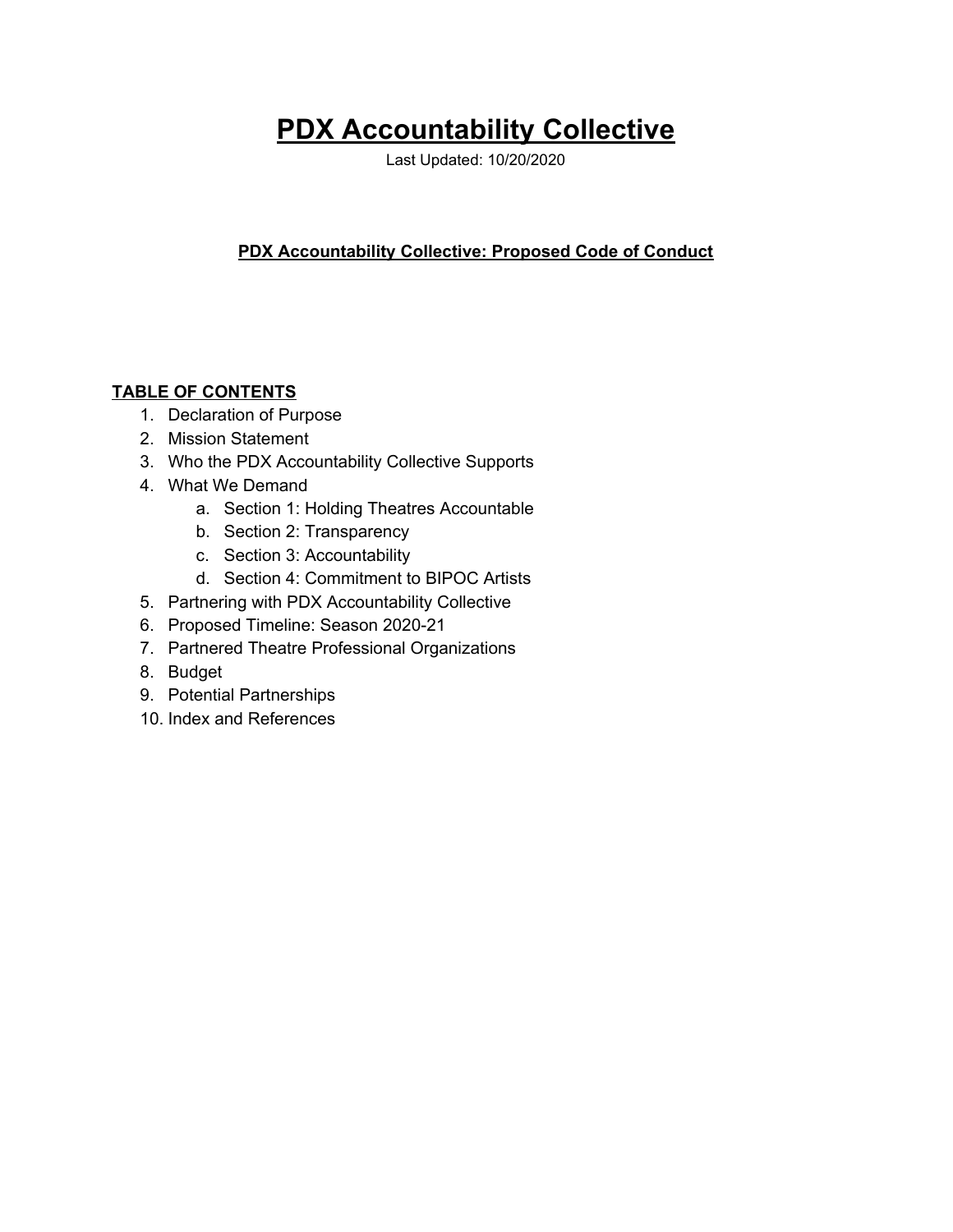# PDX Accountability Collective

Last Updated: 10/20/2020

**PDX Accountability Collective: Proposed Code of Conduct**

**TABLE OF CONTENTS**

1. Declaration of Purpose
2. Mission Statement
3. Who the PDX Accountability Collective Supports
4. What We Demand
   a. Section 1: Holding Theatres Accountable
   b. Section 2: Transparency
   c. Section 3: Accountability
   d. Section 4: Commitment to BIPOC Artists
5. Partnering with PDX Accountability Collective
6. Proposed Timeline: Season 2020-21
7. Partnered Theatre Professional Organizations
8. Budget
9. Potential Partnerships
10. Index and References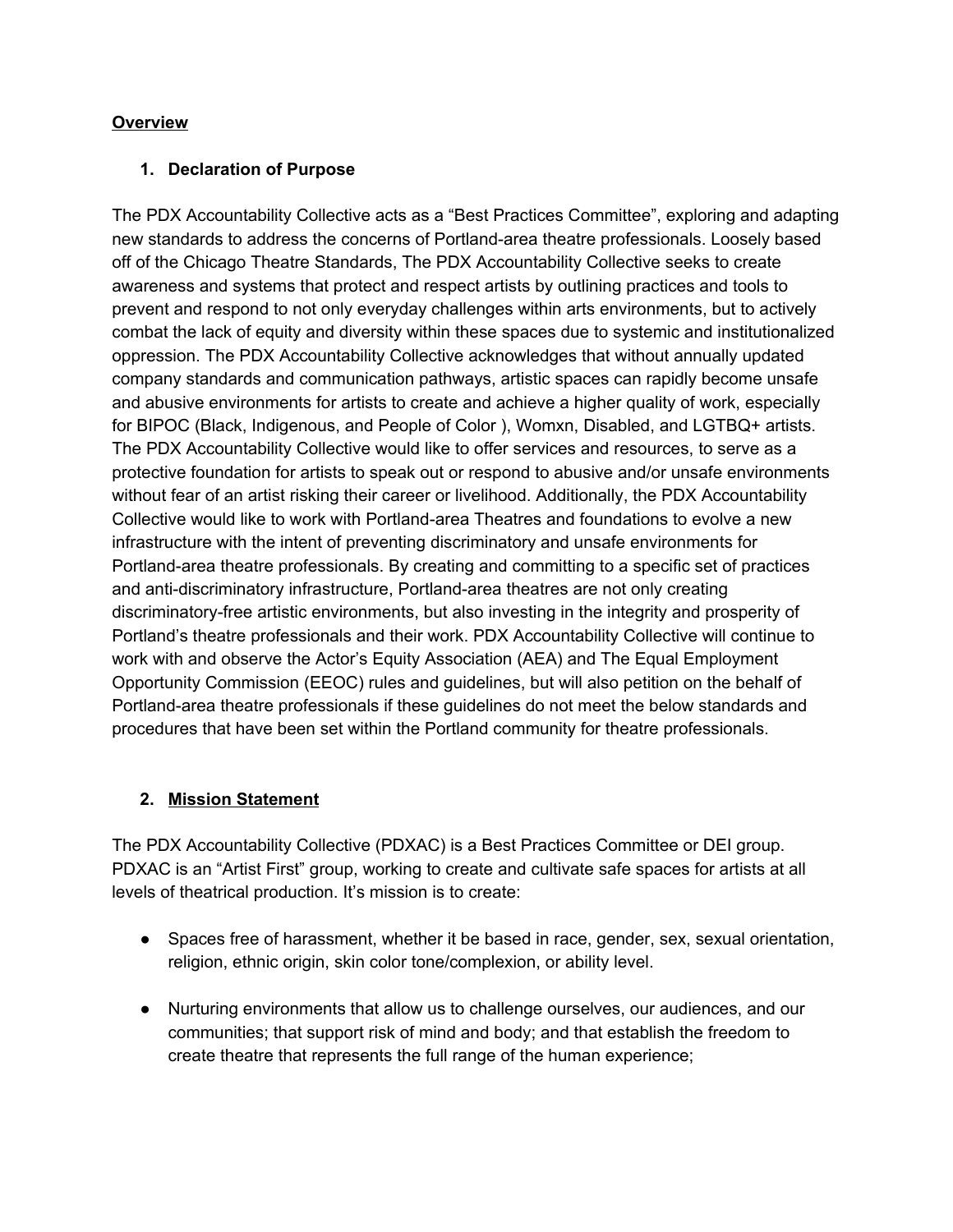## <u>Overview</u>

### 1. Declaration of Purpose

The PDX Accountability Collective acts as a “Best Practices Committee”, exploring and adapting new standards to address the concerns of Portland-area theatre professionals. Loosely based off of the Chicago Theatre Standards, The PDX Accountability Collective seeks to create awareness and systems that protect and respect artists by outlining practices and tools to prevent and respond to not only everyday challenges within arts environments, but to actively combat the lack of equity and diversity within these spaces due to systemic and institutionalized oppression. The PDX Accountability Collective acknowledges that without annually updated company standards and communication pathways, artistic spaces can rapidly become unsafe and abusive environments for artists to create and achieve a higher quality of work, especially for BIPOC (Black, Indigenous, and People of Color ), Womxn, Disabled, and LGTBQ+ artists. The PDX Accountability Collective would like to offer services and resources, to serve as a protective foundation for artists to speak out or respond to abusive and/or unsafe environments without fear of an artist risking their career or livelihood. Additionally, the PDX Accountability Collective would like to work with Portland-area Theatres and foundations to evolve a new infrastructure with the intent of preventing discriminatory and unsafe environments for Portland-area theatre professionals. By creating and committing to a specific set of practices and anti-discriminatory infrastructure, Portland-area theatres are not only creating discriminatory-free artistic environments, but also investing in the integrity and prosperity of Portland’s theatre professionals and their work. PDX Accountability Collective will continue to work with and observe the Actor’s Equity Association (AEA) and The Equal Employment Opportunity Commission (EEOC) rules and guidelines, but will also petition on the behalf of Portland-area theatre professionals if these guidelines do not meet the below standards and procedures that have been set within the Portland community for theatre professionals.

### 2. <u>Mission Statement</u>

The PDX Accountability Collective (PDXAC) is a Best Practices Committee or DEI group. PDXAC is an “Artist First” group, working to create and cultivate safe spaces for artists at all levels of theatrical production. It’s mission is to create:

- Spaces free of harassment, whether it be based in race, gender, sex, sexual orientation, religion, ethnic origin, skin color tone/complexion, or ability level.
- Nurturing environments that allow us to challenge ourselves, our audiences, and our communities; that support risk of mind and body; and that establish the freedom to create theatre that represents the full range of the human experience;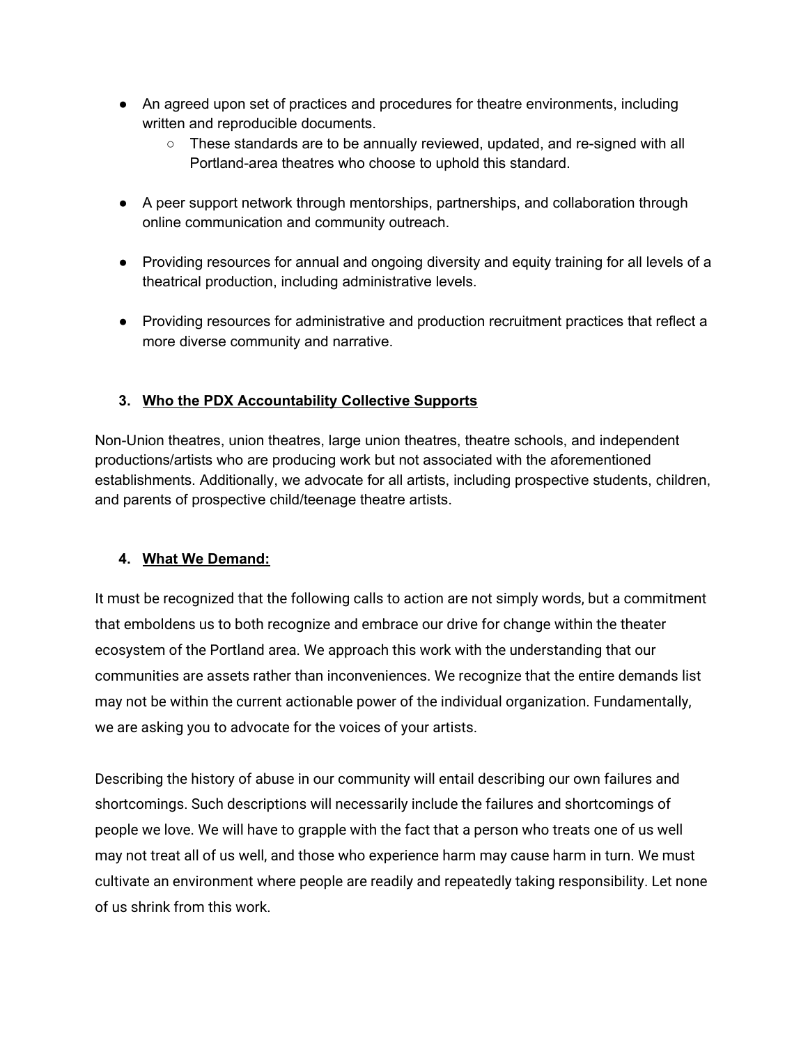- An agreed upon set of practices and procedures for theatre environments, including written and reproducible documents.
  - These standards are to be annually reviewed, updated, and re-signed with all Portland-area theatres who choose to uphold this standard.

- A peer support network through mentorships, partnerships, and collaboration through online communication and community outreach.

- Providing resources for annual and ongoing diversity and equity training for all levels of a theatrical production, including administrative levels.

- Providing resources for administrative and production recruitment practices that reflect a more diverse community and narrative.

### 3. <u>Who the PDX Accountability Collective Supports</u>

Non-Union theatres, union theatres, large union theatres, theatre schools, and independent productions/artists who are producing work but not associated with the aforementioned establishments. Additionally, we advocate for all artists, including prospective students, children, and parents of prospective child/teenage theatre artists.

### 4. <u>What We Demand:</u>

It must be recognized that the following calls to action are not simply words, but a commitment that emboldens us to both recognize and embrace our drive for change within the theater ecosystem of the Portland area. We approach this work with the understanding that our communities are assets rather than inconveniences. We recognize that the entire demands list may not be within the current actionable power of the individual organization. Fundamentally, we are asking you to advocate for the voices of your artists.

Describing the history of abuse in our community will entail describing our own failures and shortcomings. Such descriptions will necessarily include the failures and shortcomings of people we love. We will have to grapple with the fact that a person who treats one of us well may not treat all of us well, and those who experience harm may cause harm in turn. We must cultivate an environment where people are readily and repeatedly taking responsibility. Let none of us shrink from this work.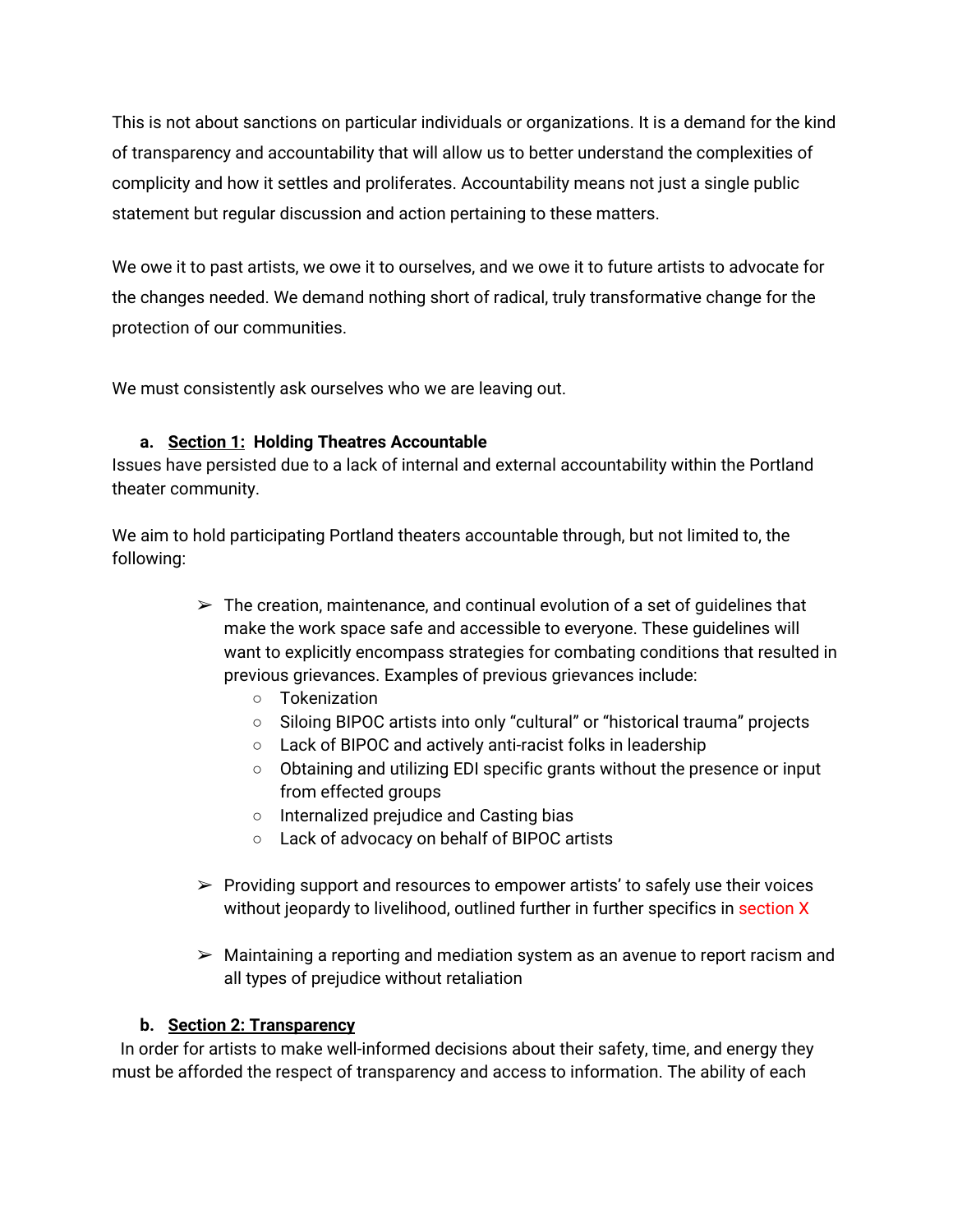This is not about sanctions on particular individuals or organizations. It is a demand for the kind of transparency and accountability that will allow us to better understand the complexities of complicity and how it settles and proliferates. Accountability means not just a single public statement but regular discussion and action pertaining to these matters.

We owe it to past artists, we owe it to ourselves, and we owe it to future artists to advocate for the changes needed. We demand nothing short of radical, truly transformative change for the protection of our communities.

We must consistently ask ourselves who we are leaving out.

a. **<u>Section 1:</u> Holding Theatres Accountable**

Issues have persisted due to a lack of internal and external accountability within the Portland theater community.

We aim to hold participating Portland theaters accountable through, but not limited to, the following:

- The creation, maintenance, and continual evolution of a set of guidelines that make the work space safe and accessible to everyone. These guidelines will want to explicitly encompass strategies for combating conditions that resulted in previous grievances. Examples of previous grievances include:
  - Tokenization
  - Siloing BIPOC artists into only “cultural” or “historical trauma” projects
  - Lack of BIPOC and actively anti-racist folks in leadership
  - Obtaining and utilizing EDI specific grants without the presence or input from effected groups
  - Internalized prejudice and Casting bias
  - Lack of advocacy on behalf of BIPOC artists

- Providing support and resources to empower artists’ to safely use their voices without jeopardy to livelihood, outlined further in further specifics in section X

- Maintaining a reporting and mediation system as an avenue to report racism and all types of prejudice without retaliation

b. **<u>Section 2: Transparency</u>**

In order for artists to make well-informed decisions about their safety, time, and energy they must be afforded the respect of transparency and access to information. The ability of each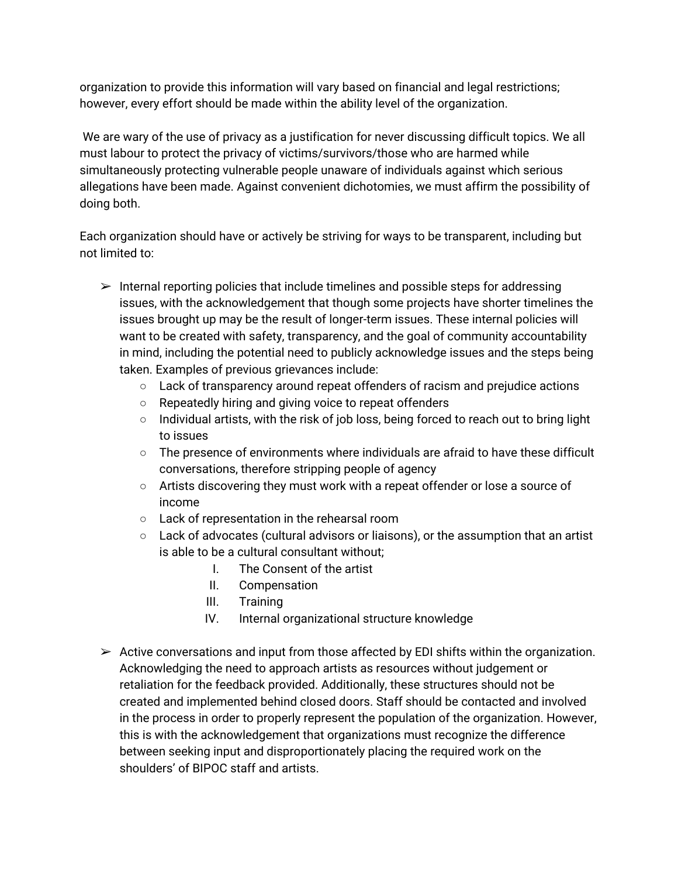organization to provide this information will vary based on financial and legal restrictions; however, every effort should be made within the ability level of the organization.

We are wary of the use of privacy as a justification for never discussing difficult topics. We all must labour to protect the privacy of victims/survivors/those who are harmed while simultaneously protecting vulnerable people unaware of individuals against which serious allegations have been made. Against convenient dichotomies, we must affirm the possibility of doing both.

Each organization should have or actively be striving for ways to be transparent, including but not limited to:

- Internal reporting policies that include timelines and possible steps for addressing issues, with the acknowledgement that though some projects have shorter timelines the issues brought up may be the result of longer-term issues. These internal policies will want to be created with safety, transparency, and the goal of community accountability in mind, including the potential need to publicly acknowledge issues and the steps being taken. Examples of previous grievances include:
  - Lack of transparency around repeat offenders of racism and prejudice actions
  - Repeatedly hiring and giving voice to repeat offenders
  - Individual artists, with the risk of job loss, being forced to reach out to bring light to issues
  - The presence of environments where individuals are afraid to have these difficult conversations, therefore stripping people of agency
  - Artists discovering they must work with a repeat offender or lose a source of income
  - Lack of representation in the rehearsal room
  - Lack of advocates (cultural advisors or liaisons), or the assumption that an artist is able to be a cultural consultant without;
    - I. The Consent of the artist
    - II. Compensation
    - III. Training
    - IV. Internal organizational structure knowledge

- Active conversations and input from those affected by EDI shifts within the organization. Acknowledging the need to approach artists as resources without judgement or retaliation for the feedback provided. Additionally, these structures should not be created and implemented behind closed doors. Staff should be contacted and involved in the process in order to properly represent the population of the organization. However, this is with the acknowledgement that organizations must recognize the difference between seeking input and disproportionately placing the required work on the shoulders' of BIPOC staff and artists.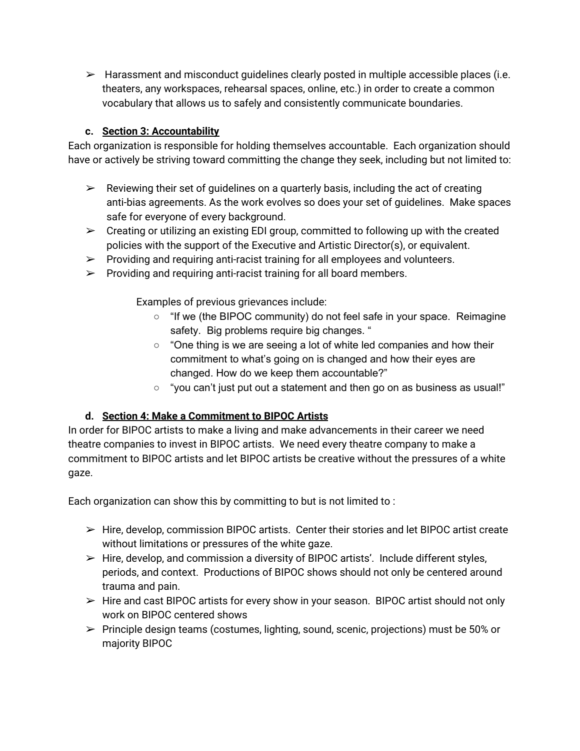- Harassment and misconduct guidelines clearly posted in multiple accessible places (i.e. theaters, any workspaces, rehearsal spaces, online, etc.) in order to create a common vocabulary that allows us to safely and consistently communicate boundaries.

### c. **Section 3: Accountability**

Each organization is responsible for holding themselves accountable. Each organization should have or actively be striving toward committing the change they seek, including but not limited to:

- Reviewing their set of guidelines on a quarterly basis, including the act of creating anti-bias agreements. As the work evolves so does your set of guidelines. Make spaces safe for everyone of every background.
- Creating or utilizing an existing EDI group, committed to following up with the created policies with the support of the Executive and Artistic Director(s), or equivalent.
- Providing and requiring anti-racist training for all employees and volunteers.
- Providing and requiring anti-racist training for all board members.

Examples of previous grievances include:

- "If we (the BIPOC community) do not feel safe in your space. Reimagine safety. Big problems require big changes. "
- "One thing is we are seeing a lot of white led companies and how their commitment to what's going on is changed and how their eyes are changed. How do we keep them accountable?"
- "you can't just put out a statement and then go on as business as usual!"

### d. **Section 4: Make a Commitment to BIPOC Artists**

In order for BIPOC artists to make a living and make advancements in their career we need theatre companies to invest in BIPOC artists. We need every theatre company to make a commitment to BIPOC artists and let BIPOC artists be creative without the pressures of a white gaze.

Each organization can show this by committing to but is not limited to :

- Hire, develop, commission BIPOC artists. Center their stories and let BIPOC artist create without limitations or pressures of the white gaze.
- Hire, develop, and commission a diversity of BIPOC artists'. Include different styles, periods, and context. Productions of BIPOC shows should not only be centered around trauma and pain.
- Hire and cast BIPOC artists for every show in your season. BIPOC artist should not only work on BIPOC centered shows
- Principle design teams (costumes, lighting, sound, scenic, projections) must be 50% or majority BIPOC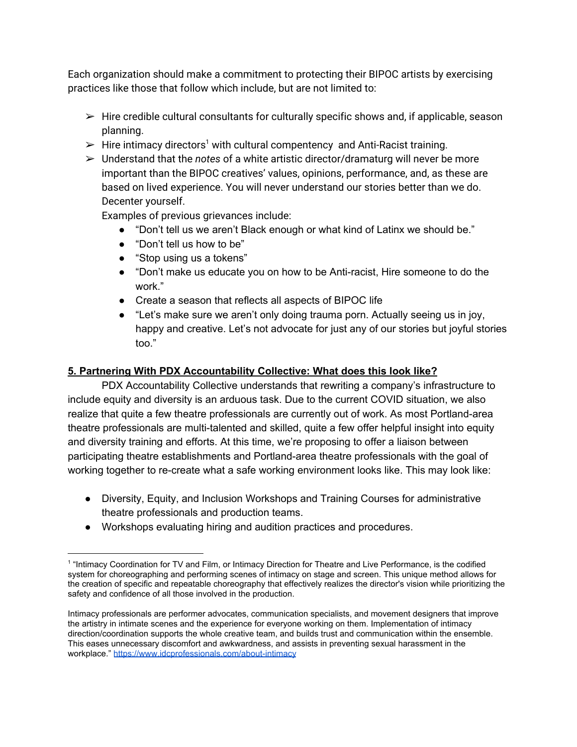Each organization should make a commitment to protecting their BIPOC artists by exercising practices like those that follow which include, but are not limited to:

- Hire credible cultural consultants for culturally specific shows and, if applicable, season planning.
- Hire intimacy directors[1] with cultural compentency  and Anti-Racist training.
- Understand that the *notes* of a white artistic director/dramaturg will never be more important than the BIPOC creatives' values, opinions, performance, and, as these are based on lived experience. You will never understand our stories better than we do. Decenter yourself.

  Examples of previous grievances include:
  - "Don't tell us we aren't Black enough or what kind of Latinx we should be."
  - "Don't tell us how to be"
  - "Stop using us a tokens"
  - "Don't make us educate you on how to be Anti-racist, Hire someone to do the work."
  - Create a season that reflects all aspects of BIPOC life
  - "Let's make sure we aren't only doing trauma porn. Actually seeing us in joy, happy and creative. Let's not advocate for just any of our stories but joyful stories too."

## 5. Partnering With PDX Accountability Collective: What does this look like?

PDX Accountability Collective understands that rewriting a company's infrastructure to include equity and diversity is an arduous task. Due to the current COVID situation, we also realize that quite a few theatre professionals are currently out of work. As most Portland-area theatre professionals are multi-talented and skilled, quite a few offer helpful insight into equity and diversity training and efforts. At this time, we're proposing to offer a liaison between participating theatre establishments and Portland-area theatre professionals with the goal of working together to re-create what a safe working environment looks like. This may look like:

- Diversity, Equity, and Inclusion Workshops and Training Courses for administrative theatre professionals and production teams.
- Workshops evaluating hiring and audition practices and procedures.

---

[1] "Intimacy Coordination for TV and Film, or Intimacy Direction for Theatre and Live Performance, is the codified system for choreographing and performing scenes of intimacy on stage and screen. This unique method allows for the creation of specific and repeatable choreography that effectively realizes the director's vision while prioritizing the safety and confidence of all those involved in the production.

Intimacy professionals are performer advocates, communication specialists, and movement designers that improve the artistry in intimate scenes and the experience for everyone working on them. Implementation of intimacy direction/coordination supports the whole creative team, and builds trust and communication within the ensemble. This eases unnecessary discomfort and awkwardness, and assists in preventing sexual harassment in the workplace." https://www.idcprofessionals.com/about-intimacy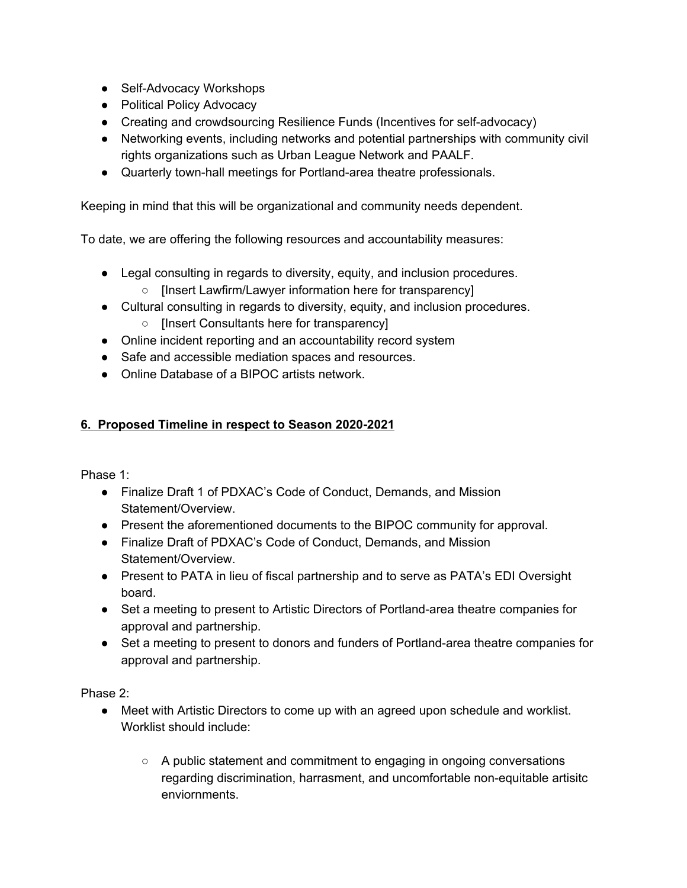- Self-Advocacy Workshops
- Political Policy Advocacy
- Creating and crowdsourcing Resilience Funds (Incentives for self-advocacy)
- Networking events, including networks and potential partnerships with community civil rights organizations such as Urban League Network and PAALF.
- Quarterly town-hall meetings for Portland-area theatre professionals.

Keeping in mind that this will be organizational and community needs dependent.

To date, we are offering the following resources and accountability measures:

- Legal consulting in regards to diversity, equity, and inclusion procedures.
    - [Insert Lawfirm/Lawyer information here for transparency]
- Cultural consulting in regards to diversity, equity, and inclusion procedures.
    - [Insert Consultants here for transparency]
- Online incident reporting and an accountability record system
- Safe and accessible mediation spaces and resources.
- Online Database of a BIPOC artists network.

## 6. Proposed Timeline in respect to Season 2020-2021

Phase 1:

- Finalize Draft 1 of PDXAC's Code of Conduct, Demands, and Mission Statement/Overview.
- Present the aforementioned documents to the BIPOC community for approval.
- Finalize Draft of PDXAC's Code of Conduct, Demands, and Mission Statement/Overview.
- Present to PATA in lieu of fiscal partnership and to serve as PATA's EDI Oversight board.
- Set a meeting to present to Artistic Directors of Portland-area theatre companies for approval and partnership.
- Set a meeting to present to donors and funders of Portland-area theatre companies for approval and partnership.

Phase 2:

- Meet with Artistic Directors to come up with an agreed upon schedule and worklist. Worklist should include:
    - A public statement and commitment to engaging in ongoing conversations regarding discrimination, harrasment, and uncomfortable non-equitable artisitc enviornments.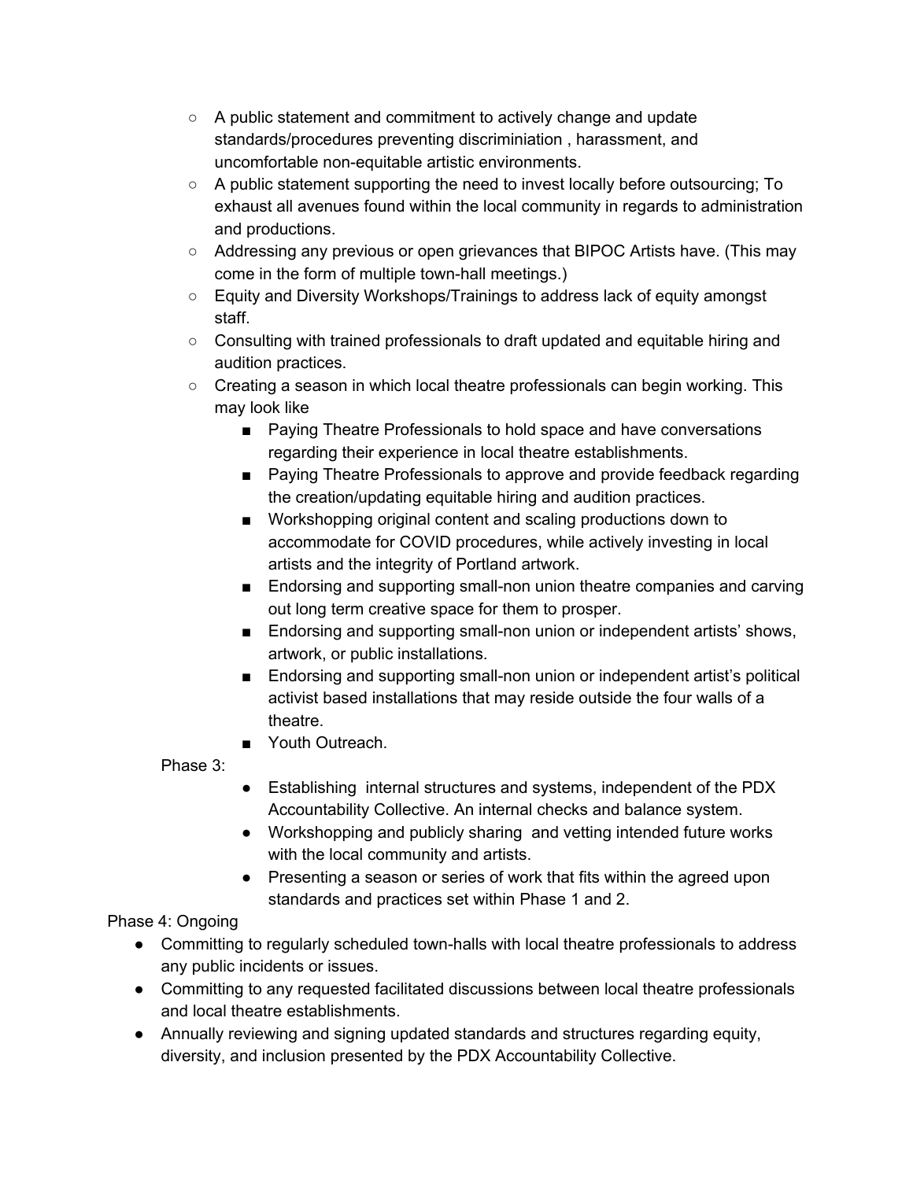- A public statement and commitment to actively change and update standards/procedures preventing discriminiation , harassment, and uncomfortable non-equitable artistic environments.
- A public statement supporting the need to invest locally before outsourcing; To exhaust all avenues found within the local community in regards to administration and productions.
- Addressing any previous or open grievances that BIPOC Artists have. (This may come in the form of multiple town-hall meetings.)
- Equity and Diversity Workshops/Trainings to address lack of equity amongst staff.
- Consulting with trained professionals to draft updated and equitable hiring and audition practices.
- Creating a season in which local theatre professionals can begin working. This may look like
  - Paying Theatre Professionals to hold space and have conversations regarding their experience in local theatre establishments.
  - Paying Theatre Professionals to approve and provide feedback regarding the creation/updating equitable hiring and audition practices.
  - Workshopping original content and scaling productions down to accommodate for COVID procedures, while actively investing in local artists and the integrity of Portland artwork.
  - Endorsing and supporting small-non union theatre companies and carving out long term creative space for them to prosper.
  - Endorsing and supporting small-non union or independent artists' shows, artwork, or public installations.
  - Endorsing and supporting small-non union or independent artist's political activist based installations that may reside outside the four walls of a theatre.
  - Youth Outreach.

Phase 3:

- Establishing internal structures and systems, independent of the PDX Accountability Collective. An internal checks and balance system.
- Workshopping and publicly sharing and vetting intended future works with the local community and artists.
- Presenting a season or series of work that fits within the agreed upon standards and practices set within Phase 1 and 2.

Phase 4: Ongoing

- Committing to regularly scheduled town-halls with local theatre professionals to address any public incidents or issues.
- Committing to any requested facilitated discussions between local theatre professionals and local theatre establishments.
- Annually reviewing and signing updated standards and structures regarding equity, diversity, and inclusion presented by the PDX Accountability Collective.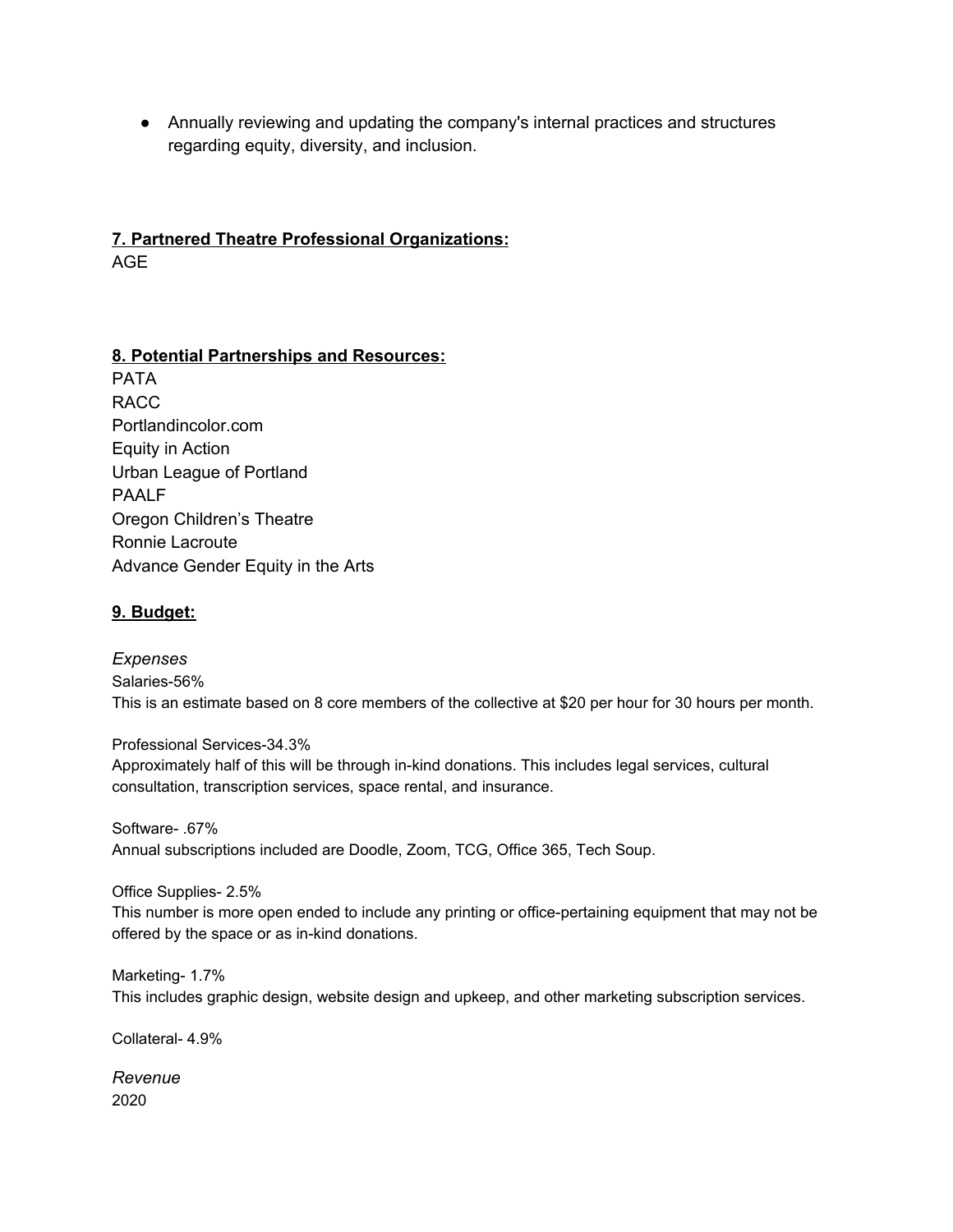- Annually reviewing and updating the company's internal practices and structures regarding equity, diversity, and inclusion.

## 7. Partnered Theatre Professional Organizations:

AGE

## 8. Potential Partnerships and Resources:

PATA
RACC
Portlandincolor.com
Equity in Action
Urban League of Portland
PAALF
Oregon Children's Theatre
Ronnie Lacroute
Advance Gender Equity in the Arts

## 9. Budget:

*Expenses*

Salaries-56%
This is an estimate based on 8 core members of the collective at $20 per hour for 30 hours per month.

Professional Services-34.3%
Approximately half of this will be through in-kind donations. This includes legal services, cultural consultation, transcription services, space rental, and insurance.

Software- .67%
Annual subscriptions included are Doodle, Zoom, TCG, Office 365, Tech Soup.

Office Supplies- 2.5%
This number is more open ended to include any printing or office-pertaining equipment that may not be offered by the space or as in-kind donations.

Marketing- 1.7%
This includes graphic design, website design and upkeep, and other marketing subscription services.

Collateral- 4.9%

*Revenue*

2020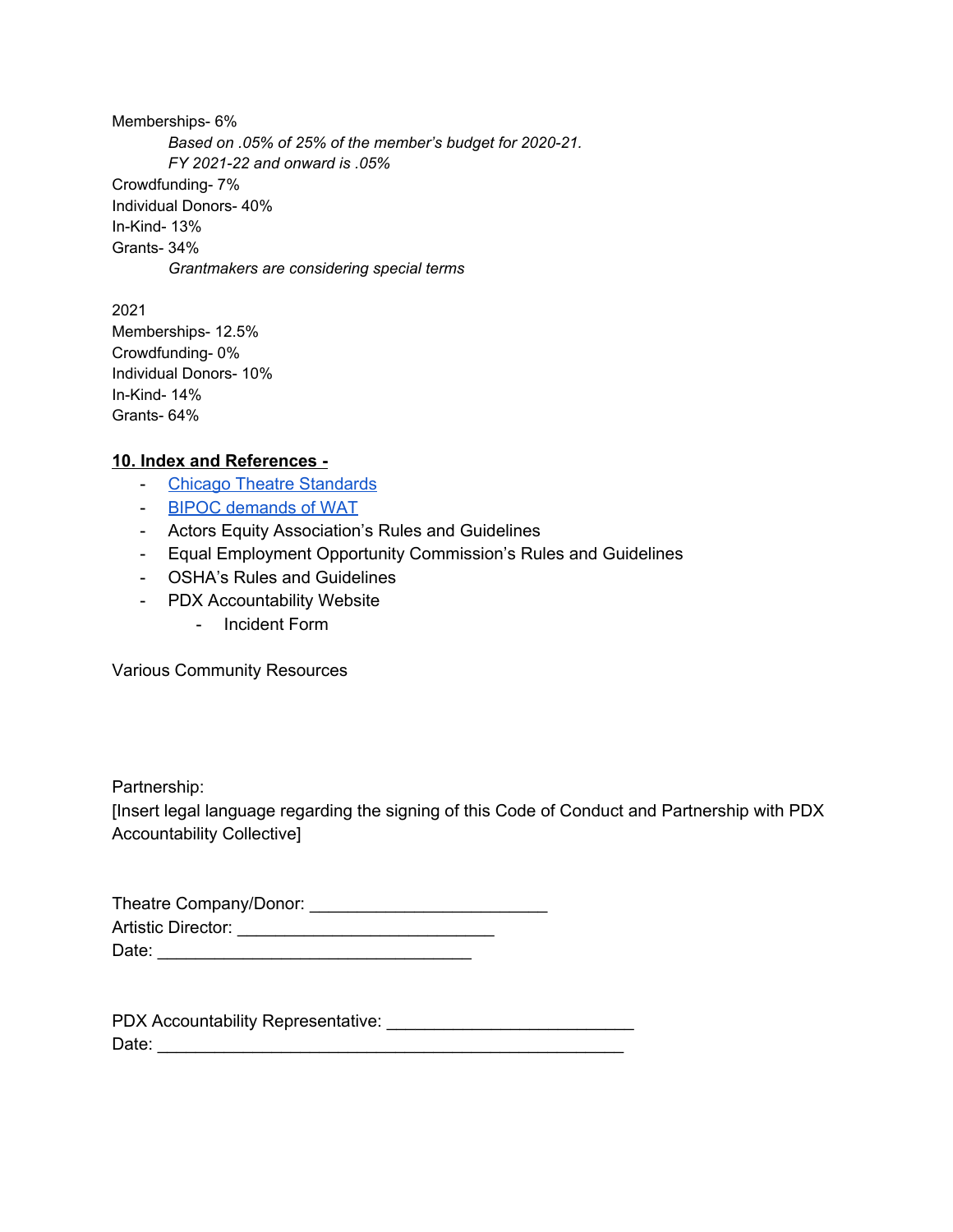Memberships- 6%

*Based on .05% of 25% of the member's budget for 2020-21.*
*FY 2021-22 and onward is .05%*

Crowdfunding- 7%
Individual Donors- 40%
In-Kind- 13%
Grants- 34%

*Grantmakers are considering special terms*

2021
Memberships- 12.5%
Crowdfunding- 0%
Individual Donors- 10%
In-Kind- 14%
Grants- 64%

**10. Index and References -**

- Chicago Theatre Standards
- BIPOC demands of WAT
- Actors Equity Association's Rules and Guidelines
- Equal Employment Opportunity Commission's Rules and Guidelines
- OSHA's Rules and Guidelines
- PDX Accountability Website
    - Incident Form

Various Community Resources

Partnership:
[Insert legal language regarding the signing of this Code of Conduct and Partnership with PDX Accountability Collective]

Theatre Company/Donor: ________________________
Artistic Director: __________________________
Date: ________________________________

PDX Accountability Representative: ________________________
Date: ________________________________________________